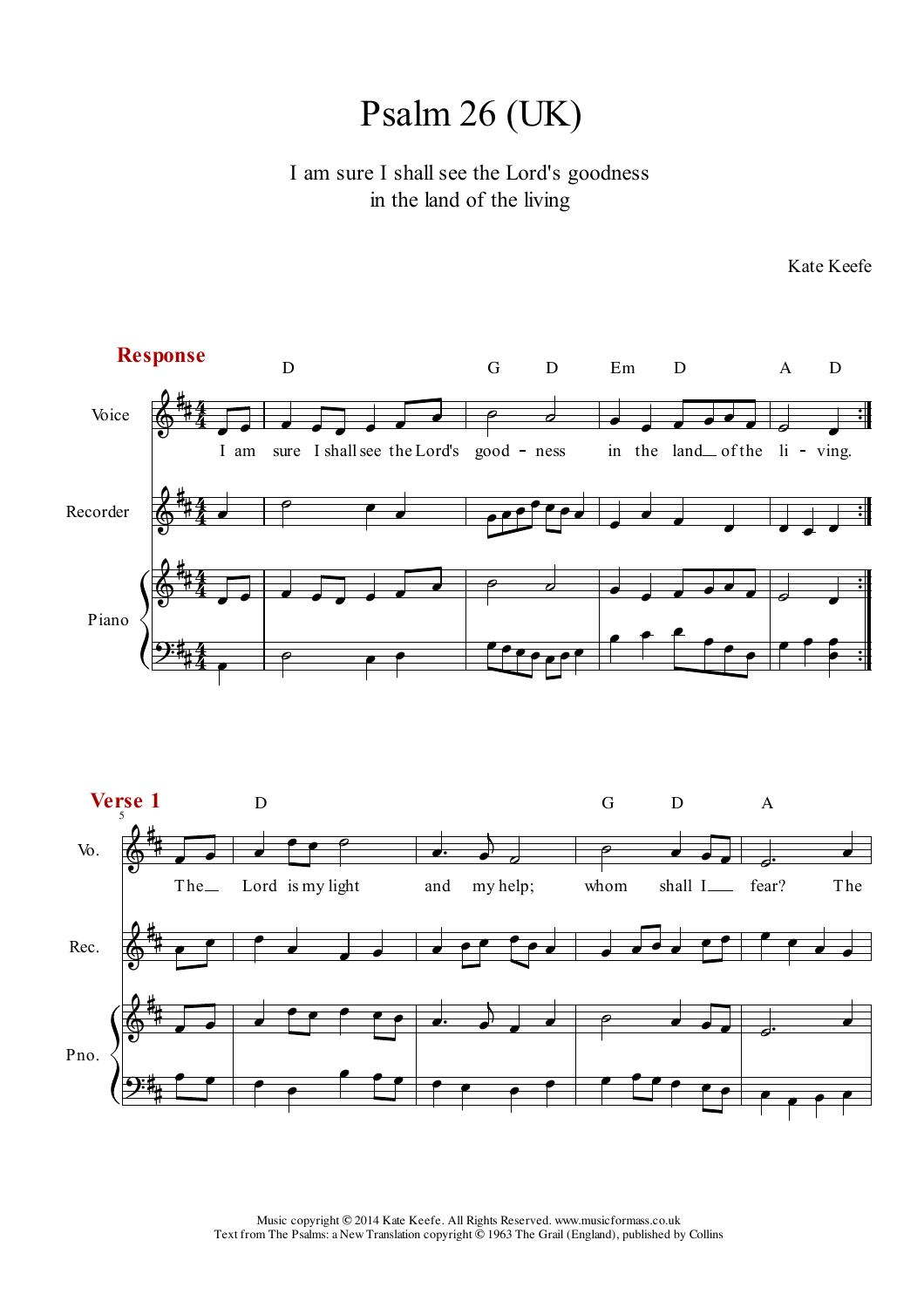# Psalm 26 (UK)

I am sure I shall see the Lord's goodness
in the land of the living

Kate Keefe

**Response**

I am sure I shall see the Lord's good - ness in the land of the li - ving.

**Verse 1**

The Lord is my light and my help; whom shall I fear? The

Music copyright © 2014 Kate Keefe. All Rights Reserved. www.musicformass.co.uk
Text from The Psalms: a New Translation copyright © 1963 The Grail (England), published by Collins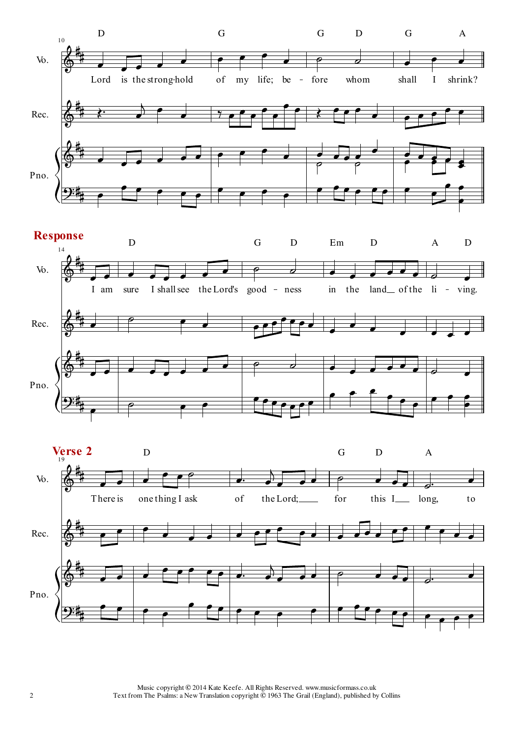**Response**

**Verse 2**

Music copyright © 2014 Kate Keefe. All Rights Reserved. www.musicformass.co.uk
Text from The Psalms: a New Translation copyright © 1963 The Grail (England), published by Collins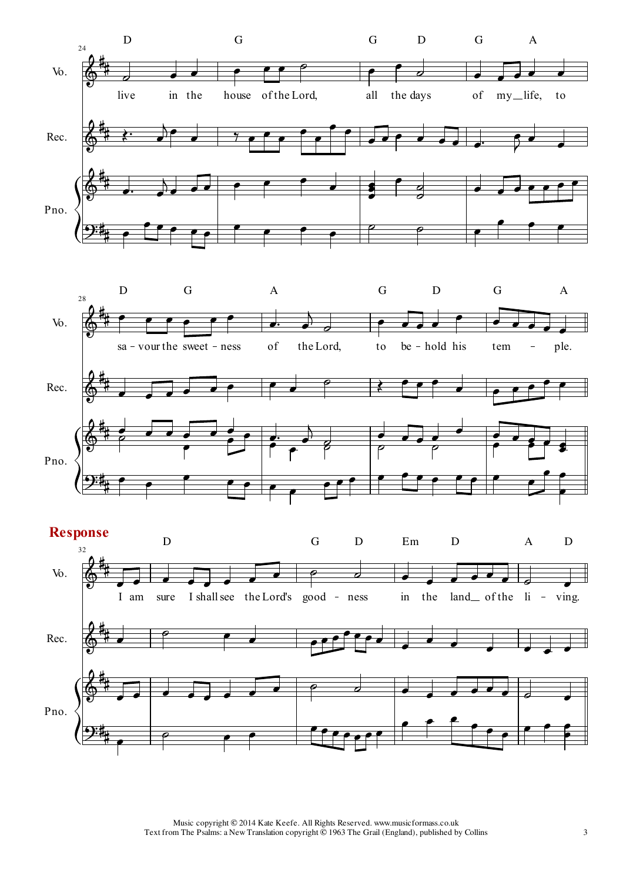**Response**

Music copyright © 2014 Kate Keefe. All Rights Reserved. www.musicformass.co.uk
Text from The Psalms: a New Translation copyright © 1963 The Grail (England), published by Collins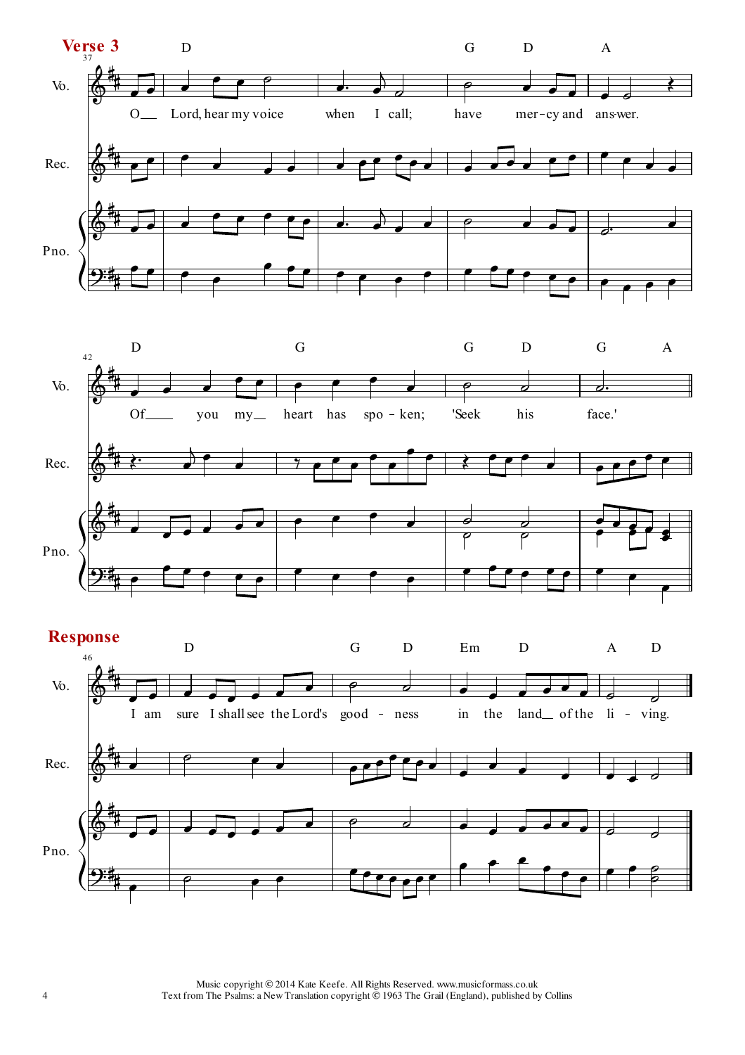## Verse 3

D G D A

O___ Lord, hear my voice when I call; have mer-cy and ans-wer.

D G G D G A

Of___ you my__ heart has spo - ken; 'Seek his face.'

## Response

D G D Em D A D

I am sure I shall see the Lord's good - ness in the land__ of the li - ving.

Music copyright © 2014 Kate Keefe. All Rights Reserved. www.musicformass.co.uk
Text from The Psalms: a New Translation copyright © 1963 The Grail (England), published by Collins